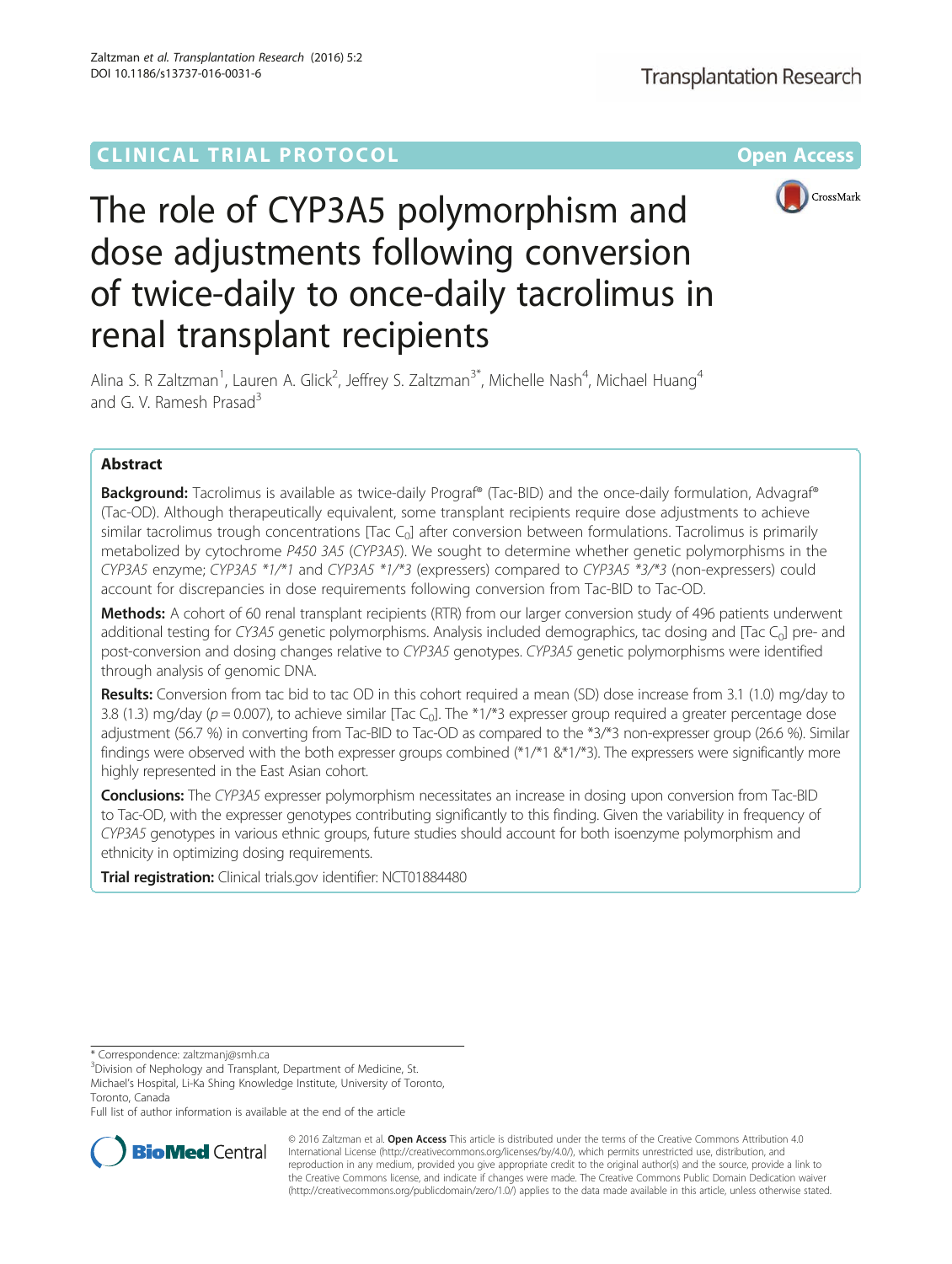CLINICAL TRIAL PROTOCOL

Open Access

# The role of CYP3A5 polymorphism and dose adjustments following conversion of twice-daily to once-daily tacrolimus in renal transplant recipients

Alina S. R Zaltzman[1], Lauren A. Glick[2], Jeffrey S. Zaltzman[3*], Michelle Nash[4], Michael Huang[4] and G. V. Ramesh Prasad[3]

## Abstract

**Background:** Tacrolimus is available as twice-daily Prograf® (Tac-BID) and the once-daily formulation, Advagraf® (Tac-OD). Although therapeutically equivalent, some transplant recipients require dose adjustments to achieve similar tacrolimus trough concentrations [Tac $C_0$] after conversion between formulations. Tacrolimus is primarily metabolized by cytochrome *P450 3A5* (*CYP3A5*). We sought to determine whether genetic polymorphisms in the *CYP3A5* enzyme; *CYP3A5 *1/*1* and *CYP3A5 *1/*3* (expressers) compared to *CYP3A5 *3/*3* (non-expressers) could account for discrepancies in dose requirements following conversion from Tac-BID to Tac-OD.

**Methods:** A cohort of 60 renal transplant recipients (RTR) from our larger conversion study of 496 patients underwent additional testing for *CY3A5* genetic polymorphisms. Analysis included demographics, tac dosing and [Tac $C_0$] pre- and post-conversion and dosing changes relative to *CYP3A5* genotypes. *CYP3A5* genetic polymorphisms were identified through analysis of genomic DNA.

**Results:** Conversion from tac bid to tac OD in this cohort required a mean (SD) dose increase from 3.1 (1.0) mg/day to 3.8 (1.3) mg/day ($p = 0.007$), to achieve similar [Tac $C_0$]. The *1/*3 expresser group required a greater percentage dose adjustment (56.7 %) in converting from Tac-BID to Tac-OD as compared to the *3/*3 non-expresser group (26.6 %). Similar findings were observed with the both expresser groups combined (*1/*1 &*1/*3). The expressers were significantly more highly represented in the East Asian cohort.

**Conclusions:** The *CYP3A5* expresser polymorphism necessitates an increase in dosing upon conversion from Tac-BID to Tac-OD, with the expresser genotypes contributing significantly to this finding. Given the variability in frequency of *CYP3A5* genotypes in various ethnic groups, future studies should account for both isoenzyme polymorphism and ethnicity in optimizing dosing requirements.

**Trial registration:** Clinical trials.gov identifier: NCT01884480

* Correspondence: zaltzmanj@smh.ca
[3]Division of Nephrology and Transplant, Department of Medicine, St. Michael's Hospital, Li-Ka Shing Knowledge Institute, University of Toronto, Toronto, Canada
Full list of author information is available at the end of the article

© 2016 Zaltzman et al. **Open Access** This article is distributed under the terms of the Creative Commons Attribution 4.0 International License (http://creativecommons.org/licenses/by/4.0/), which permits unrestricted use, distribution, and reproduction in any medium, provided you give appropriate credit to the original author(s) and the source, provide a link to the Creative Commons license, and indicate if changes were made. The Creative Commons Public Domain Dedication waiver (http://creativecommons.org/publicdomain/zero/1.0/) applies to the data made available in this article, unless otherwise stated.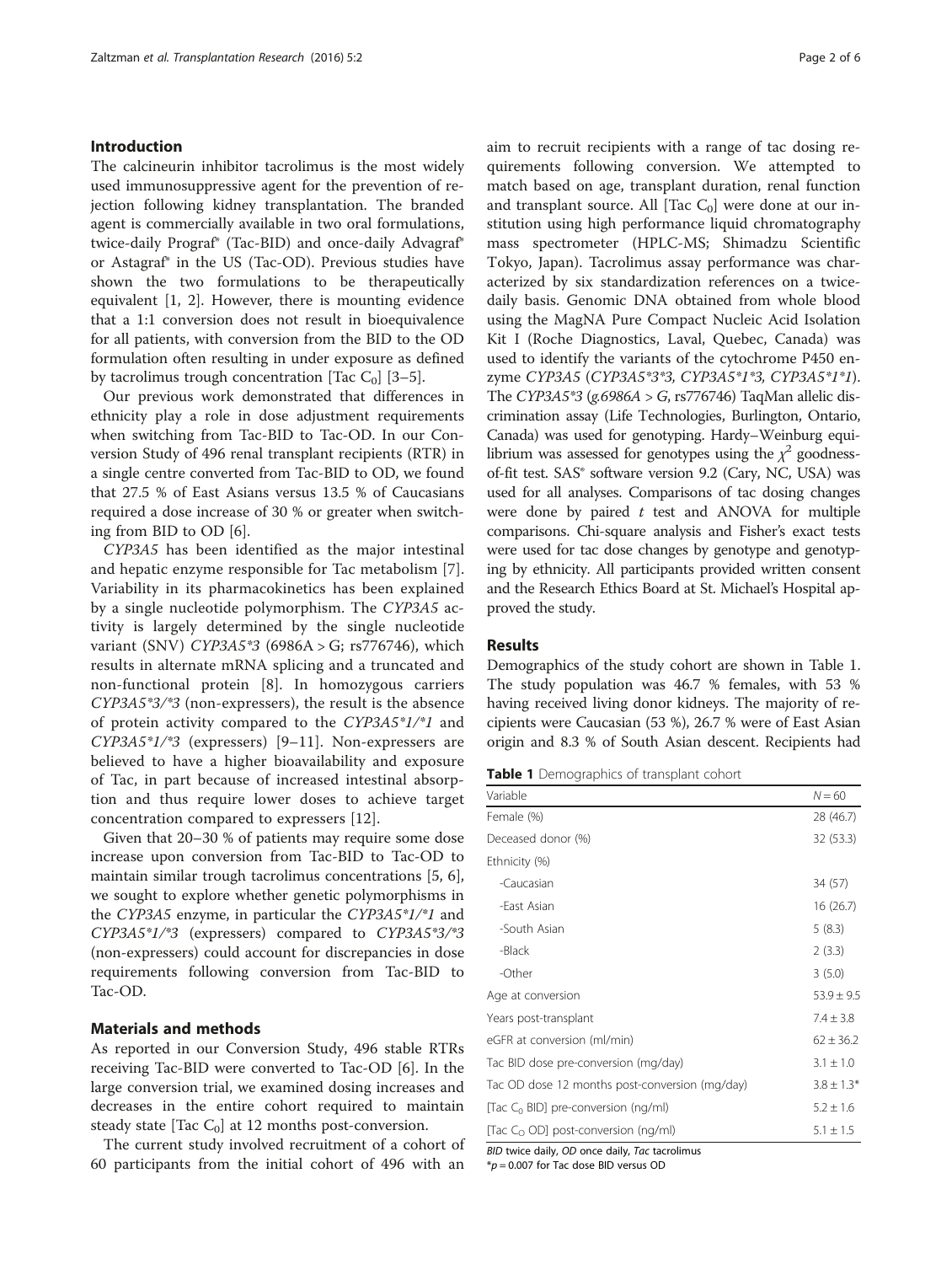## Introduction

The calcineurin inhibitor tacrolimus is the most widely used immunosuppressive agent for the prevention of rejection following kidney transplantation. The branded agent is commercially available in two oral formulations, twice-daily Prograf® (Tac-BID) and once-daily Advagraf® or Astagraf® in the US (Tac-OD). Previous studies have shown the two formulations to be therapeutically equivalent [1, 2]. However, there is mounting evidence that a 1:1 conversion does not result in bioequivalence for all patients, with conversion from the BID to the OD formulation often resulting in under exposure as defined by tacrolimus trough concentration [Tac $C_0$] [3–5].

Our previous work demonstrated that differences in ethnicity play a role in dose adjustment requirements when switching from Tac-BID to Tac-OD. In our Conversion Study of 496 renal transplant recipients (RTR) in a single centre converted from Tac-BID to OD, we found that 27.5 % of East Asians versus 13.5 % of Caucasians required a dose increase of 30 % or greater when switching from BID to OD [6].

*CYP3A5* has been identified as the major intestinal and hepatic enzyme responsible for Tac metabolism [7]. Variability in its pharmacokinetics has been explained by a single nucleotide polymorphism. The *CYP3A5* activity is largely determined by the single nucleotide variant (SNV) *CYP3A5*3* (6986A > G; rs776746), which results in alternate mRNA splicing and a truncated and non-functional protein [8]. In homozygous carriers *CYP3A5*3/*3* (non-expressers), the result is the absence of protein activity compared to the *CYP3A5*1/*1* and *CYP3A5*1/*3* (expressers) [9–11]. Non-expressers are believed to have a higher bioavailability and exposure of Tac, in part because of increased intestinal absorption and thus require lower doses to achieve target concentration compared to expressers [12].

Given that 20–30 % of patients may require some dose increase upon conversion from Tac-BID to Tac-OD to maintain similar trough tacrolimus concentrations [5, 6], we sought to explore whether genetic polymorphisms in the *CYP3A5* enzyme, in particular the *CYP3A5*1/*1* and *CYP3A5*1/*3* (expressers) compared to *CYP3A5*3/*3* (non-expressers) could account for discrepancies in dose requirements following conversion from Tac-BID to Tac-OD.

## Materials and methods

As reported in our Conversion Study, 496 stable RTRs receiving Tac-BID were converted to Tac-OD [6]. In the large conversion trial, we examined dosing increases and decreases in the entire cohort required to maintain steady state [Tac $C_0$] at 12 months post-conversion.

The current study involved recruitment of a cohort of 60 participants from the initial cohort of 496 with an aim to recruit recipients with a range of tac dosing requirements following conversion. We attempted to match based on age, transplant duration, renal function and transplant source. All [Tac $C_0$] were done at our institution using high performance liquid chromatography mass spectrometer (HPLC-MS; Shimadzu Scientific Tokyo, Japan). Tacrolimus assay performance was characterized by six standardization references on a twice-daily basis. Genomic DNA obtained from whole blood using the MagNA Pure Compact Nucleic Acid Isolation Kit I (Roche Diagnostics, Laval, Quebec, Canada) was used to identify the variants of the cytochrome P450 enzyme *CYP3A5* (*CYP3A5*3*3, CYP3A5*1*3, CYP3A5*1*1*). The *CYP3A5*3* (*g.6986A > G*, rs776746) TaqMan allelic discrimination assay (Life Technologies, Burlington, Ontario, Canada) was used for genotyping. Hardy–Weinburg equilibrium was assessed for genotypes using the $\chi^2$ goodness-of-fit test. SAS® software version 9.2 (Cary, NC, USA) was used for all analyses. Comparisons of tac dosing changes were done by paired *t* test and ANOVA for multiple comparisons. Chi-square analysis and Fisher's exact tests were used for tac dose changes by genotype and genotyping by ethnicity. All participants provided written consent and the Research Ethics Board at St. Michael's Hospital approved the study.

## Results

Demographics of the study cohort are shown in Table 1. The study population was 46.7 % females, with 53 % having received living donor kidneys. The majority of recipients were Caucasian (53 %), 26.7 % were of East Asian origin and 8.3 % of South Asian descent. Recipients had

**Table 1** Demographics of transplant cohort

| Variable | N = 60 |
|---|---|
| Female (%) | 28 (46.7) |
| Deceased donor (%) | 32 (53.3) |
| Ethnicity (%) | |
| -Caucasian | 34 (57) |
| -East Asian | 16 (26.7) |
| -South Asian | 5 (8.3) |
| -Black | 2 (3.3) |
| -Other | 3 (5.0) |
| Age at conversion | 53.9 ± 9.5 |
| Years post-transplant | 7.4 ± 3.8 |
| eGFR at conversion (ml/min) | 62 ± 36.2 |
| Tac BID dose pre-conversion (mg/day) | 3.1 ± 1.0 |
| Tac OD dose 12 months post-conversion (mg/day) | 3.8 ± 1.3* |
| [Tac $C_0$ BID] pre-conversion (ng/ml) | 5.2 ± 1.6 |
| [Tac $C_O$ OD] post-conversion (ng/ml) | 5.1 ± 1.5 |

*BID* twice daily, *OD* once daily, *Tac* tacrolimus
*$p = 0.007$ for Tac dose BID versus OD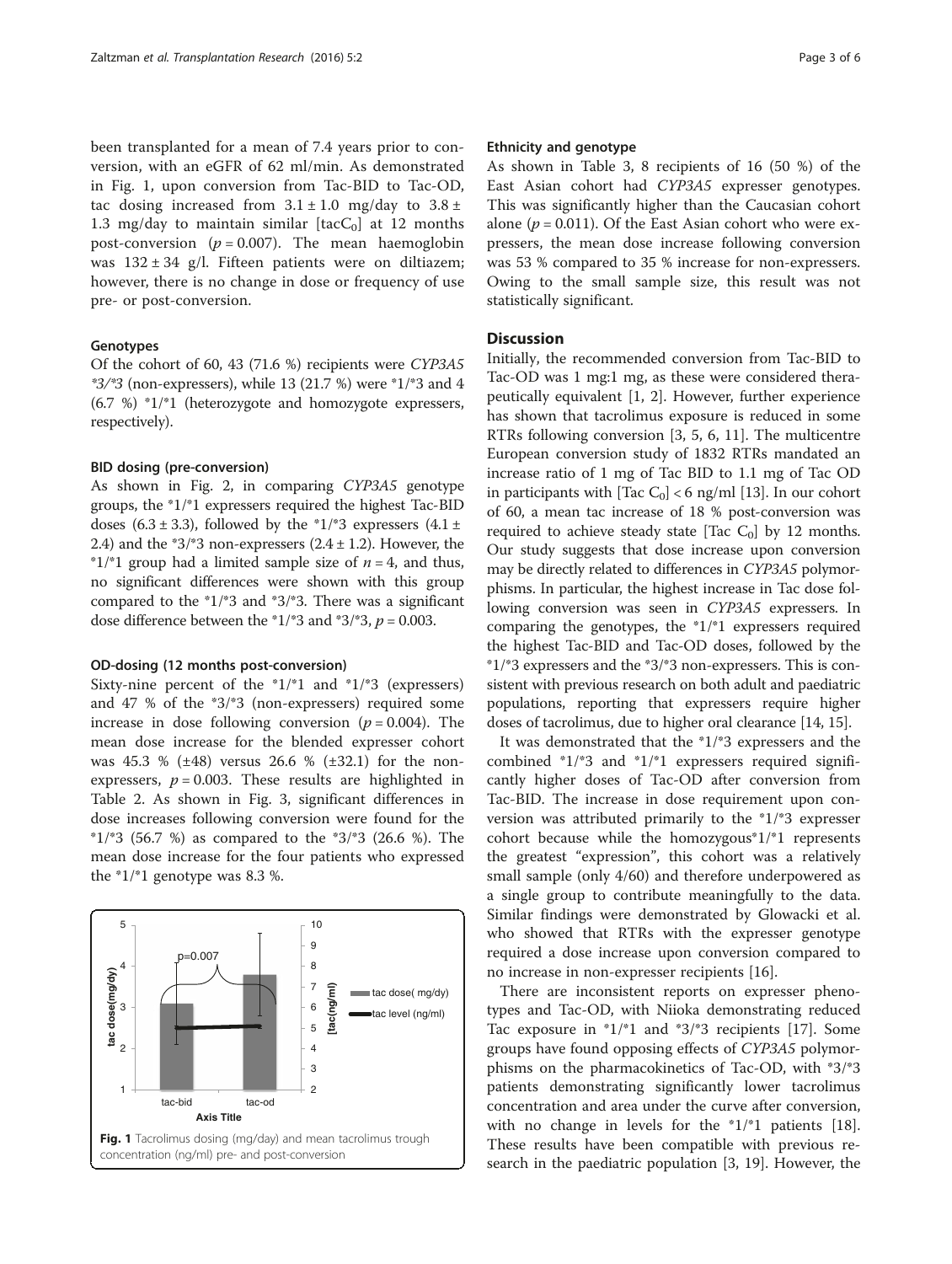been transplanted for a mean of 7.4 years prior to conversion, with an eGFR of 62 ml/min. As demonstrated in Fig. 1, upon conversion from Tac-BID to Tac-OD, tac dosing increased from 3.1 ± 1.0 mg/day to 3.8 ± 1.3 mg/day to maintain similar [tac$C_0$] at 12 months post-conversion ($p = 0.007$). The mean haemoglobin was 132 ± 34 g/l. Fifteen patients were on diltiazem; however, there is no change in dose or frequency of use pre- or post-conversion.

### Genotypes

Of the cohort of 60, 43 (71.6 %) recipients were *CYP3A5 *3/*3* (non-expressers), while 13 (21.7 %) were *1/*3 and 4 (6.7 %) *1/*1 (heterozygote and homozygote expressers, respectively).

### BID dosing (pre-conversion)

As shown in Fig. 2, in comparing *CYP3A5* genotype groups, the *1/*1 expressers required the highest Tac-BID doses (6.3 ± 3.3), followed by the *1/*3 expressers (4.1 ± 2.4) and the *3/*3 non-expressers (2.4 ± 1.2). However, the *1/*1 group had a limited sample size of $n = 4$, and thus, no significant differences were shown with this group compared to the *1/*3 and *3/*3. There was a significant dose difference between the *1/*3 and *3/*3, $p = 0.003$.

### OD-dosing (12 months post-conversion)

Sixty-nine percent of the *1/*1 and *1/*3 (expressers) and 47 % of the *3/*3 (non-expressers) required some increase in dose following conversion ($p = 0.004$). The mean dose increase for the blended expresser cohort was 45.3 % (±48) versus 26.6 % (±32.1) for the non-expressers, $p = 0.003$. These results are highlighted in Table 2. As shown in Fig. 3, significant differences in dose increases following conversion were found for the *1/*3 (56.7 %) as compared to the *3/*3 (26.6 %). The mean dose increase for the four patients who expressed the *1/*1 genotype was 8.3 %.

**Fig. 1** Tacrolimus dosing (mg/day) and mean tacrolimus trough concentration (ng/ml) pre- and post-conversion

### Ethnicity and genotype

As shown in Table 3, 8 recipients of 16 (50 %) of the East Asian cohort had *CYP3A5* expresser genotypes. This was significantly higher than the Caucasian cohort alone ($p = 0.011$). Of the East Asian cohort who were expressers, the mean dose increase following conversion was 53 % compared to 35 % increase for non-expressers. Owing to the small sample size, this result was not statistically significant.

## Discussion

Initially, the recommended conversion from Tac-BID to Tac-OD was 1 mg:1 mg, as these were considered therapeutically equivalent [1, 2]. However, further experience has shown that tacrolimus exposure is reduced in some RTRs following conversion [3, 5, 6, 11]. The multicentre European conversion study of 1832 RTRs mandated an increase ratio of 1 mg of Tac BID to 1.1 mg of Tac OD in participants with [Tac $C_0$] < 6 ng/ml [13]. In our cohort of 60, a mean tac increase of 18 % post-conversion was required to achieve steady state [Tac $C_0$] by 12 months. Our study suggests that dose increase upon conversion may be directly related to differences in *CYP3A5* polymorphisms. In particular, the highest increase in Tac dose following conversion was seen in *CYP3A5* expressers. In comparing the genotypes, the *1/*1 expressers required the highest Tac-BID and Tac-OD doses, followed by the *1/*3 expressers and the *3/*3 non-expressers. This is consistent with previous research on both adult and paediatric populations, reporting that expressers require higher doses of tacrolimus, due to higher oral clearance [14, 15].

It was demonstrated that the *1/*3 expressers and the combined *1/*3 and *1/*1 expressers required significantly higher doses of Tac-OD after conversion from Tac-BID. The increase in dose requirement upon conversion was attributed primarily to the *1/*3 expresser cohort because while the homozygous*1/*1 represents the greatest "expression", this cohort was a relatively small sample (only 4/60) and therefore underpowered as a single group to contribute meaningfully to the data. Similar findings were demonstrated by Glowacki et al. who showed that RTRs with the expresser genotype required a dose increase upon conversion compared to no increase in non-expresser recipients [16].

There are inconsistent reports on expresser phenotypes and Tac-OD, with Niioka demonstrating reduced Tac exposure in *1/*1 and *3/*3 recipients [17]. Some groups have found opposing effects of *CYP3A5* polymorphisms on the pharmacokinetics of Tac-OD, with *3/*3 patients demonstrating significantly lower tacrolimus concentration and area under the curve after conversion, with no change in levels for the *1/*1 patients [18]. These results have been compatible with previous research in the paediatric population [3, 19]. However, the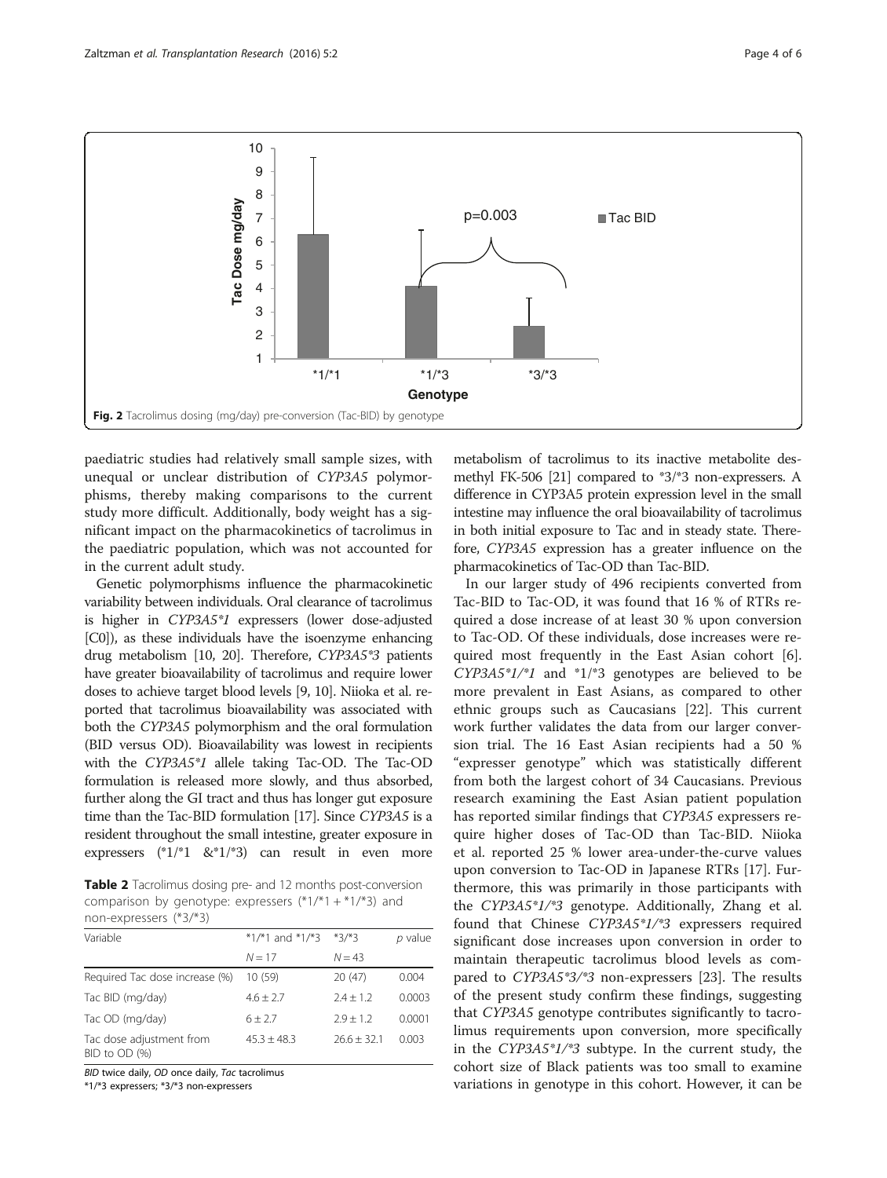Fig. 2 Tacrolimus dosing (mg/day) pre-conversion (Tac-BID) by genotype

paediatric studies had relatively small sample sizes, with unequal or unclear distribution of *CYP3A5* polymorphisms, thereby making comparisons to the current study more difficult. Additionally, body weight has a significant impact on the pharmacokinetics of tacrolimus in the paediatric population, which was not accounted for in the current adult study.

Genetic polymorphisms influence the pharmacokinetic variability between individuals. Oral clearance of tacrolimus is higher in *CYP3A5*1* expressers (lower dose-adjusted [C0]), as these individuals have the isoenzyme enhancing drug metabolism [10, 20]. Therefore, *CYP3A5*3* patients have greater bioavailability of tacrolimus and require lower doses to achieve target blood levels [9, 10]. Niioka et al. reported that tacrolimus bioavailability was associated with both the *CYP3A5* polymorphism and the oral formulation (BID versus OD). Bioavailability was lowest in recipients with the *CYP3A5*1* allele taking Tac-OD. The Tac-OD formulation is released more slowly, and thus absorbed, further along the GI tract and thus has longer gut exposure time than the Tac-BID formulation [17]. Since *CYP3A5* is a resident throughout the small intestine, greater exposure in expressers (*1/*1 &*1/*3) can result in even more metabolism of tacrolimus to its inactive metabolite desmethyl FK-506 [21] compared to *3/*3 non-expressers. A difference in CYP3A5 protein expression level in the small intestine may influence the oral bioavailability of tacrolimus in both initial exposure to Tac and in steady state. Therefore, *CYP3A5* expression has a greater influence on the pharmacokinetics of Tac-OD than Tac-BID.

**Table 2** Tacrolimus dosing pre- and 12 months post-conversion comparison by genotype: expressers (*1/*1 + *1/*3) and non-expressers (*3/*3)

| Variable | *1/*1 and *1/*3 | *3/*3 | *p* value |
|---|---|---|---|
| | $N = 17$ | $N = 43$ | |
| Required Tac dose increase (%) | 10 (59) | 20 (47) | 0.004 |
| Tac BID (mg/day) | 4.6 ± 2.7 | 2.4 ± 1.2 | 0.0003 |
| Tac OD (mg/day) | 6 ± 2.7 | 2.9 ± 1.2 | 0.0001 |
| Tac dose adjustment from BID to OD (%) | 45.3 ± 48.3 | 26.6 ± 32.1 | 0.003 |

*BID* twice daily, *OD* once daily, *Tac* tacrolimus
*1/*3 expressers; *3/*3 non-expressers

In our larger study of 496 recipients converted from Tac-BID to Tac-OD, it was found that 16 % of RTRs required a dose increase of at least 30 % upon conversion to Tac-OD. Of these individuals, dose increases were required most frequently in the East Asian cohort [6]. *CYP3A5*1/*1* and *1/*3 genotypes are believed to be more prevalent in East Asians, as compared to other ethnic groups such as Caucasians [22]. This current work further validates the data from our larger conversion trial. The 16 East Asian recipients had a 50 % "expresser genotype" which was statistically different from both the largest cohort of 34 Caucasians. Previous research examining the East Asian patient population has reported similar findings that *CYP3A5* expressers require higher doses of Tac-OD than Tac-BID. Niioka et al. reported 25 % lower area-under-the-curve values upon conversion to Tac-OD in Japanese RTRs [17]. Furthermore, this was primarily in those participants with the *CYP3A5*1/*3* genotype. Additionally, Zhang et al. found that Chinese *CYP3A5*1/*3* expressers required significant dose increases upon conversion in order to maintain therapeutic tacrolimus blood levels as compared to *CYP3A5*3/*3* non-expressers [23]. The results of the present study confirm these findings, suggesting that *CYP3A5* genotype contributes significantly to tacrolimus requirements upon conversion, more specifically in the *CYP3A5*1/*3* subtype. In the current study, the cohort size of Black patients was too small to examine variations in genotype in this cohort. However, it can be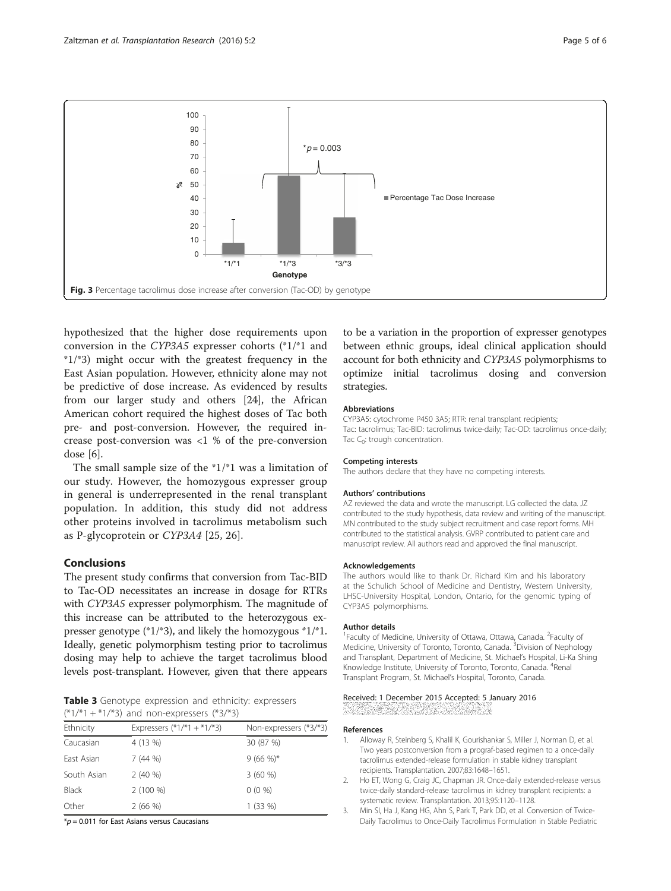Fig. 3 Percentage tacrolimus dose increase after conversion (Tac-OD) by genotype

hypothesized that the higher dose requirements upon conversion in the *CYP3A5* expresser cohorts (*1/*1 and *1/*3) might occur with the greatest frequency in the East Asian population. However, ethnicity alone may not be predictive of dose increase. As evidenced by results from our larger study and others [24], the African American cohort required the highest doses of Tac both pre- and post-conversion. However, the required increase post-conversion was <1 % of the pre-conversion dose [6].

The small sample size of the *1/*1 was a limitation of our study. However, the homozygous expresser group in general is underrepresented in the renal transplant population. In addition, this study did not address other proteins involved in tacrolimus metabolism such as P-glycoprotein or *CYP3A4* [25, 26].

## Conclusions

The present study confirms that conversion from Tac-BID to Tac-OD necessitates an increase in dosage for RTRs with *CYP3A5* expresser polymorphism. The magnitude of this increase can be attributed to the heterozygous expresser genotype (*1/*3), and likely the homozygous *1/*1. Ideally, genetic polymorphism testing prior to tacrolimus dosing may help to achieve the target tacrolimus blood levels post-transplant. However, given that there appears to be a variation in the proportion of expresser genotypes between ethnic groups, ideal clinical application should account for both ethnicity and *CYP3A5* polymorphisms to optimize initial tacrolimus dosing and conversion strategies.

**Table 3** Genotype expression and ethnicity: expressers (*1/*1 + *1/*3) and non-expressers (*3/*3)

| Ethnicity | Expressers (*1/*1 + *1/*3) | Non-expressers (*3/*3) |
|---|---|---|
| Caucasian | 4 (13 %) | 30 (87 %) |
| East Asian | 7 (44 %) | 9 (66 %)* |
| South Asian | 2 (40 %) | 3 (60 %) |
| Black | 2 (100 %) | 0 (0 %) |
| Other | 2 (66 %) | 1 (33 %) |

*$p = 0.011$ for East Asians versus Caucasians

### Abbreviations

CYP3A5: cytochrome P450 3A5; RTR: renal transplant recipients; Tac: tacrolimus; Tac-BID: tacrolimus twice-daily; Tac-OD: tacrolimus once-daily; Tac $C_0$: trough concentration.

### Competing interests

The authors declare that they have no competing interests.

### Authors' contributions

AZ reviewed the data and wrote the manuscript. LG collected the data. JZ contributed to the study hypothesis, data review and writing of the manuscript. MN contributed to the study subject recruitment and case report forms. MH contributed to the statistical analysis. GVRP contributed to patient care and manuscript review. All authors read and approved the final manuscript.

### Acknowledgements

The authors would like to thank Dr. Richard Kim and his laboratory at the Schulich School of Medicine and Dentistry, Western University, LHSC-University Hospital, London, Ontario, for the genomic typing of CYP3A5 polymorphisms.

### Author details

[1]Faculty of Medicine, University of Ottawa, Ottawa, Canada. [2]Faculty of Medicine, University of Toronto, Toronto, Canada. [3]Division of Nephology and Transplant, Department of Medicine, St. Michael's Hospital, Li-Ka Shing Knowledge Institute, University of Toronto, Toronto, Canada. [4]Renal Transplant Program, St. Michael's Hospital, Toronto, Canada.

Received: 1 December 2015 Accepted: 5 January 2016

### References

1. Alloway R, Steinberg S, Khalil K, Gourishankar S, Miller J, Norman D, et al. Two years postconversion from a prograf-based regimen to a once-daily tacrolimus extended-release formulation in stable kidney transplant recipients. Transplantation. 2007;83:1648–1651.
2. Ho ET, Wong G, Craig JC, Chapman JR. Once-daily extended-release versus twice-daily standard-release tacrolimus in kidney transplant recipients: a systematic review. Transplantation. 2013;95:1120–1128.
3. Min SI, Ha J, Kang HG, Ahn S, Park T, Park DD, et al. Conversion of Twice-Daily Tacrolimus to Once-Daily Tacrolimus Formulation in Stable Pediatric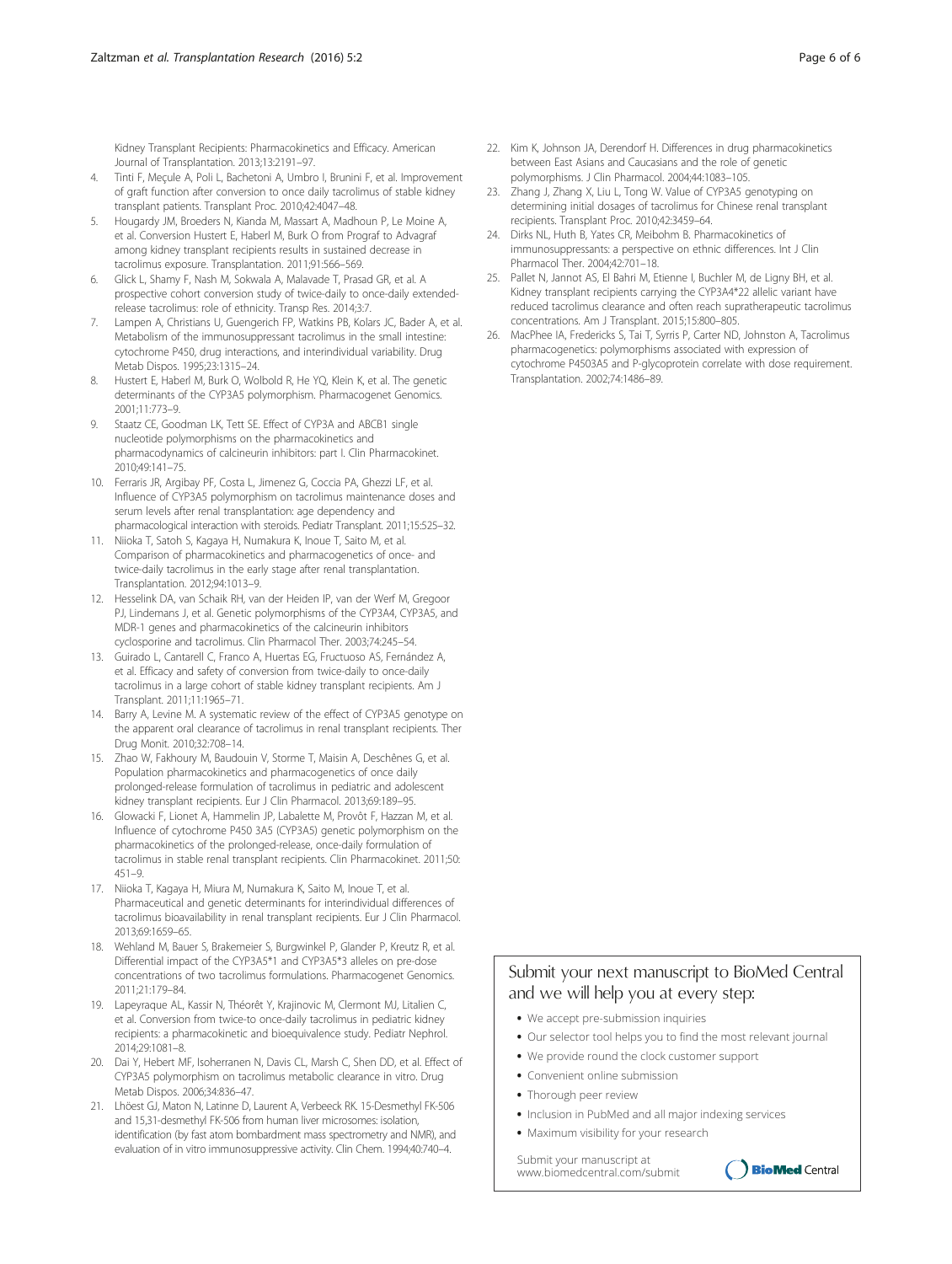Kidney Transplant Recipients: Pharmacokinetics and Efficacy. American Journal of Transplantation. 2013;13:2191–97.

4. Tinti F, Meçule A, Poli L, Bachetoni A, Umbro I, Brunini F, et al. Improvement of graft function after conversion to once daily tacrolimus of stable kidney transplant patients. Transplant Proc. 2010;42:4047–48.
5. Hougardy JM, Broeders N, Kianda M, Massart A, Madhoun P, Le Moine A, et al. Conversion Hustert E, Haberl M, Burk O from Prograf to Advagraf among kidney transplant recipients results in sustained decrease in tacrolimus exposure. Transplantation. 2011;91:566–569.
6. Glick L, Shamy F, Nash M, Sokwala A, Malavade T, Prasad GR, et al. A prospective cohort conversion study of twice-daily to once-daily extended-release tacrolimus: role of ethnicity. Transp Res. 2014;3:7.
7. Lampen A, Christians U, Guengerich FP, Watkins PB, Kolars JC, Bader A, et al. Metabolism of the immunosuppressant tacrolimus in the small intestine: cytochrome P450, drug interactions, and interindividual variability. Drug Metab Dispos. 1995;23:1315–24.
8. Hustert E, Haberl M, Burk O, Wolbold R, He YQ, Klein K, et al. The genetic determinants of the CYP3A5 polymorphism. Pharmacogenet Genomics. 2001;11:773–9.
9. Staatz CE, Goodman LK, Tett SE. Effect of CYP3A and ABCB1 single nucleotide polymorphisms on the pharmacokinetics and pharmacodynamics of calcineurin inhibitors: part I. Clin Pharmacokinet. 2010;49:141–75.
10. Ferraris JR, Argibay PF, Costa L, Jimenez G, Coccia PA, Ghezzi LF, et al. Influence of CYP3A5 polymorphism on tacrolimus maintenance doses and serum levels after renal transplantation: age dependency and pharmacological interaction with steroids. Pediatr Transplant. 2011;15:525–32.
11. Niioka T, Satoh S, Kagaya H, Numakura K, Inoue T, Saito M, et al. Comparison of pharmacokinetics and pharmacogenetics of once- and twice-daily tacrolimus in the early stage after renal transplantation. Transplantation. 2012;94:1013–9.
12. Hesselink DA, van Schaik RH, van der Heiden IP, van der Werf M, Gregoor PJ, Lindemans J, et al. Genetic polymorphisms of the CYP3A4, CYP3A5, and MDR-1 genes and pharmacokinetics of the calcineurin inhibitors cyclosporine and tacrolimus. Clin Pharmacol Ther. 2003;74:245–54.
13. Guirado L, Cantarell C, Franco A, Huertas EG, Fructuoso AS, Fernández A, et al. Efficacy and safety of conversion from twice-daily to once-daily tacrolimus in a large cohort of stable kidney transplant recipients. Am J Transplant. 2011;11:1965–71.
14. Barry A, Levine M. A systematic review of the effect of CYP3A5 genotype on the apparent oral clearance of tacrolimus in renal transplant recipients. Ther Drug Monit. 2010;32:708–14.
15. Zhao W, Fakhoury M, Baudouin V, Storme T, Maisin A, Deschênes G, et al. Population pharmacokinetics and pharmacogenetics of once daily prolonged-release formulation of tacrolimus in pediatric and adolescent kidney transplant recipients. Eur J Clin Pharmacol. 2013;69:189–95.
16. Glowacki F, Lionet A, Hammelin JP, Labalette M, Provôt F, Hazzan M, et al. Influence of cytochrome P450 3A5 (CYP3A5) genetic polymorphism on the pharmacokinetics of the prolonged-release, once-daily formulation of tacrolimus in stable renal transplant recipients. Clin Pharmacokinet. 2011;50:451–9.
17. Niioka T, Kagaya H, Miura M, Numakura K, Saito M, Inoue T, et al. Pharmaceutical and genetic determinants for interindividual differences of tacrolimus bioavailability in renal transplant recipients. Eur J Clin Pharmacol. 2013;69:1659–65.
18. Wehland M, Bauer S, Brakemeier S, Burgwinkel P, Glander P, Kreutz R, et al. Differential impact of the CYP3A5*1 and CYP3A5*3 alleles on pre-dose concentrations of two tacrolimus formulations. Pharmacogenet Genomics. 2011;21:179–84.
19. Lapeyraque AL, Kassir N, Théorêt Y, Krajinovic M, Clermont MJ, Litalien C, et al. Conversion from twice-to once-daily tacrolimus in pediatric kidney recipients: a pharmacokinetic and bioequivalence study. Pediatr Nephrol. 2014;29:1081–8.
20. Dai Y, Hebert MF, Isoherranen N, Davis CL, Marsh C, Shen DD, et al. Effect of CYP3A5 polymorphism on tacrolimus metabolic clearance in vitro. Drug Metab Dispos. 2006;34:836–47.
21. Lhöest GJ, Maton N, Latinne D, Laurent A, Verbeeck RK. 15-Desmethyl FK-506 and 15,31-desmethyl FK-506 from human liver microsomes: isolation, identification (by fast atom bombardment mass spectrometry and NMR), and evaluation of in vitro immunosuppressive activity. Clin Chem. 1994;40:740–4.
22. Kim K, Johnson JA, Derendorf H. Differences in drug pharmacokinetics between East Asians and Caucasians and the role of genetic polymorphisms. J Clin Pharmacol. 2004;44:1083–105.
23. Zhang J, Zhang X, Liu L, Tong W. Value of CYP3A5 genotyping on determining initial dosages of tacrolimus for Chinese renal transplant recipients. Transplant Proc. 2010;42:3459–64.
24. Dirks NL, Huth B, Yates CR, Meibohm B. Pharmacokinetics of immunosuppressants: a perspective on ethnic differences. Int J Clin Pharmacol Ther. 2004;42:701–18.
25. Pallet N, Jannot AS, El Bahri M, Etienne I, Buchler M, de Ligny BH, et al. Kidney transplant recipients carrying the CYP3A4*22 allelic variant have reduced tacrolimus clearance and often reach supratherapeutic tacrolimus concentrations. Am J Transplant. 2015;15:800–805.
26. MacPhee IA, Fredericks S, Tai T, Syrris P, Carter ND, Johnston A, Tacrolimus pharmacogenetics: polymorphisms associated with expression of cytochrome P4503A5 and P-glycoprotein correlate with dose requirement. Transplantation. 2002;74:1486–89.

Submit your next manuscript to BioMed Central and we will help you at every step:

- We accept pre-submission inquiries
- Our selector tool helps you to find the most relevant journal
- We provide round the clock customer support
- Convenient online submission
- Thorough peer review
- Inclusion in PubMed and all major indexing services
- Maximum visibility for your research

Submit your manuscript at www.biomedcentral.com/submit

BioMed Central